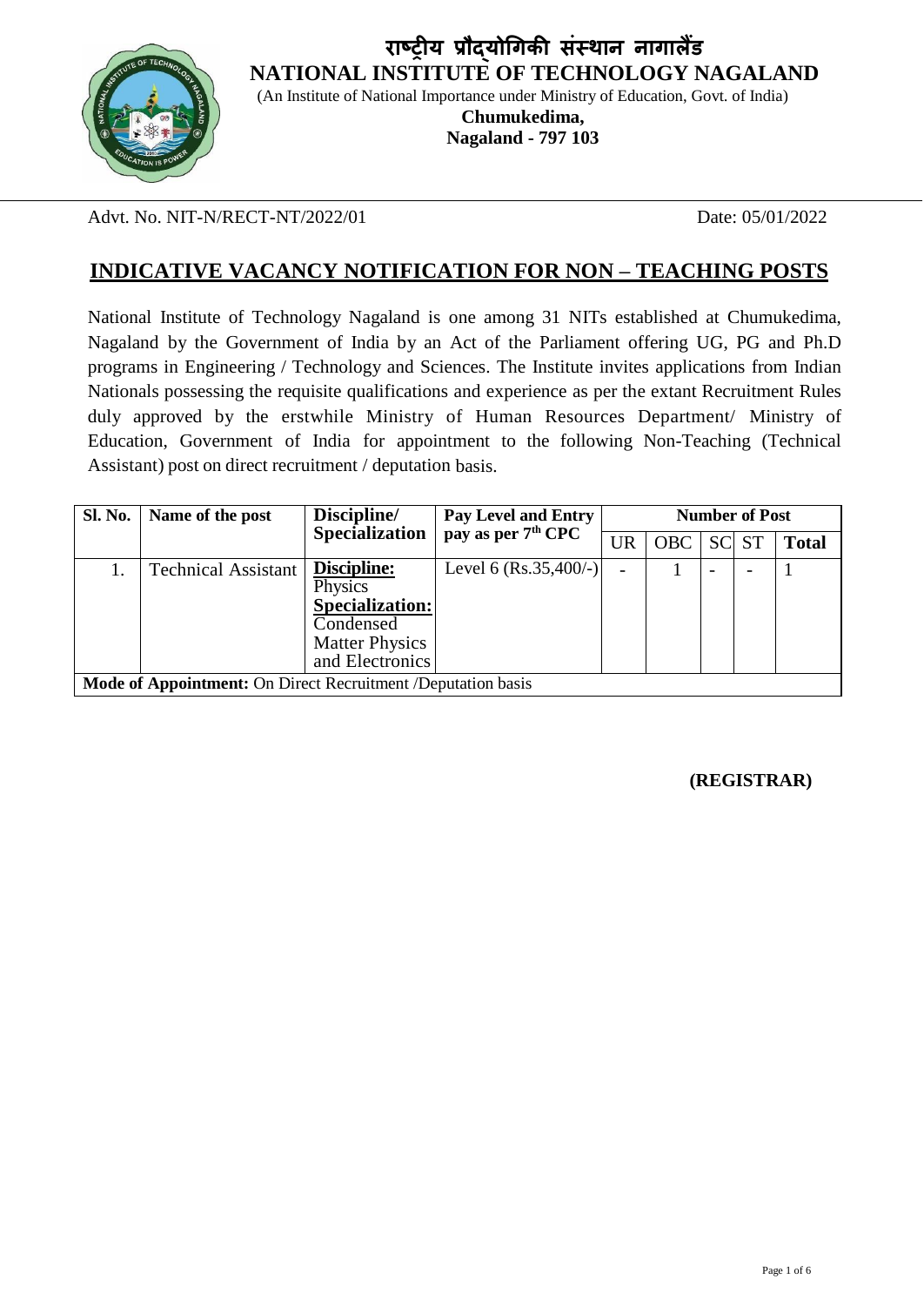# राष्ट्रीय प्रौद्योगिकी संस्थान नागालैंड

# NATIONAL INSTITUTE OF TECHNOLOGY NAGALAND

(An Institute of National Importance under Ministry of Education, Govt. of India)

**Chumukedima,**
**Nagaland - 797 103**

Advt. No. NIT-N/RECT-NT/2022/01 Date: 05/01/2022

## INDICATIVE VACANCY NOTIFICATION FOR NON – TEACHING POSTS

National Institute of Technology Nagaland is one among 31 NITs established at Chumukedima, Nagaland by the Government of India by an Act of the Parliament offering UG, PG and Ph.D programs in Engineering / Technology and Sciences. The Institute invites applications from Indian Nationals possessing the requisite qualifications and experience as per the extant Recruitment Rules duly approved by the erstwhile Ministry of Human Resources Department/ Ministry of Education, Government of India for appointment to the following Non-Teaching (Technical Assistant) post on direct recruitment / deputation basis.

| Sl. No. | Name of the post | Discipline/ Specialization | Pay Level and Entry pay as per 7th CPC | Number of Post | | | | |
|---|---|---|---|---|---|---|---|---|
| | | | | UR | OBC | SC | ST | Total |
| 1. | Technical Assistant | **Discipline:** Physics **Specialization:** Condensed Matter Physics and Electronics | Level 6 (Rs.35,400/-) | - | 1 | - | - | 1 |
| **Mode of Appointment:** On Direct Recruitment /Deputation basis | | | | | | | | |

**(REGISTRAR)**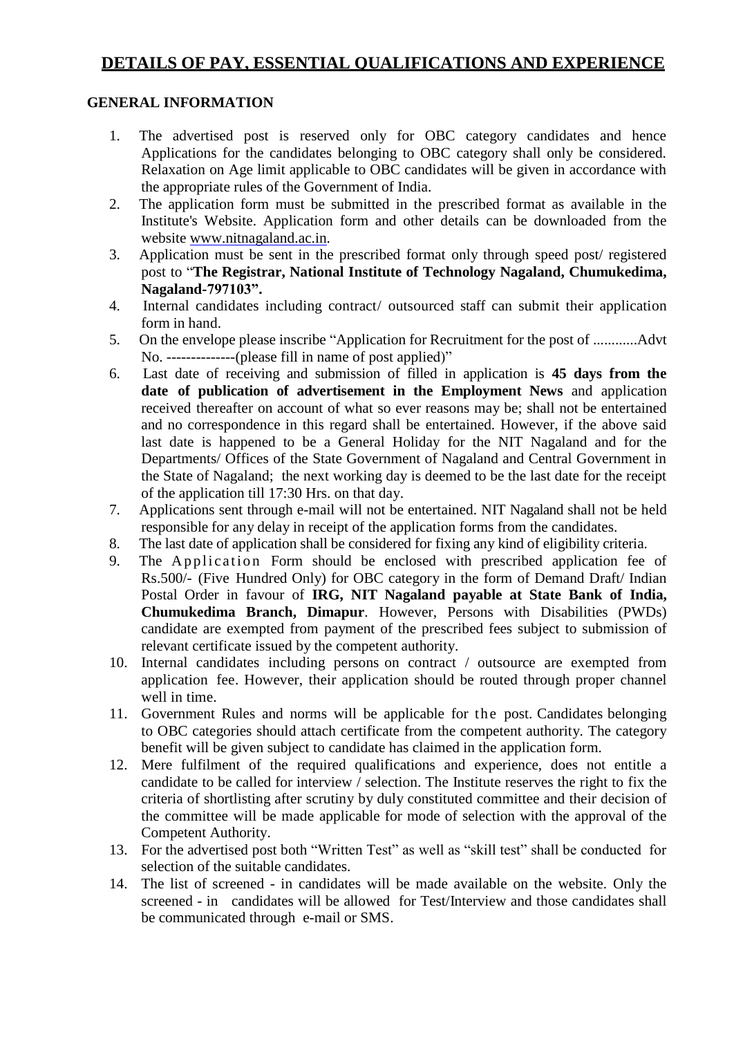# DETAILS OF PAY, ESSENTIAL QUALIFICATIONS AND EXPERIENCE

## GENERAL INFORMATION

1. The advertised post is reserved only for OBC category candidates and hence Applications for the candidates belonging to OBC category shall only be considered. Relaxation on Age limit applicable to OBC candidates will be given in accordance with the appropriate rules of the Government of India.
2. The application form must be submitted in the prescribed format as available in the Institute's Website. Application form and other details can be downloaded from the website www.nitnagaland.ac.in.
3. Application must be sent in the prescribed format only through speed post/ registered post to "**The Registrar, National Institute of Technology Nagaland, Chumukedima, Nagaland-797103".**
4. Internal candidates including contract/ outsourced staff can submit their application form in hand.
5. On the envelope please inscribe "Application for Recruitment for the post of ............Advt No. --------------(please fill in name of post applied)"
6. Last date of receiving and submission of filled in application is **45 days from the date of publication of advertisement in the Employment News** and application received thereafter on account of what so ever reasons may be; shall not be entertained and no correspondence in this regard shall be entertained. However, if the above said last date is happened to be a General Holiday for the NIT Nagaland and for the Departments/ Offices of the State Government of Nagaland and Central Government in the State of Nagaland; the next working day is deemed to be the last date for the receipt of the application till 17:30 Hrs. on that day.
7. Applications sent through e-mail will not be entertained. NIT Nagaland shall not be held responsible for any delay in receipt of the application forms from the candidates.
8. The last date of application shall be considered for fixing any kind of eligibility criteria.
9. The Application Form should be enclosed with prescribed application fee of Rs.500/- (Five Hundred Only) for OBC category in the form of Demand Draft/ Indian Postal Order in favour of **IRG, NIT Nagaland payable at State Bank of India, Chumukedima Branch, Dimapur**. However, Persons with Disabilities (PWDs) candidate are exempted from payment of the prescribed fees subject to submission of relevant certificate issued by the competent authority.
10. Internal candidates including persons on contract / outsource are exempted from application fee. However, their application should be routed through proper channel well in time.
11. Government Rules and norms will be applicable for the post. Candidates belonging to OBC categories should attach certificate from the competent authority. The category benefit will be given subject to candidate has claimed in the application form.
12. Mere fulfilment of the required qualifications and experience, does not entitle a candidate to be called for interview / selection. The Institute reserves the right to fix the criteria of shortlisting after scrutiny by duly constituted committee and their decision of the committee will be made applicable for mode of selection with the approval of the Competent Authority.
13. For the advertised post both "Written Test" as well as "skill test" shall be conducted for selection of the suitable candidates.
14. The list of screened - in candidates will be made available on the website. Only the screened - in candidates will be allowed for Test/Interview and those candidates shall be communicated through e-mail or SMS.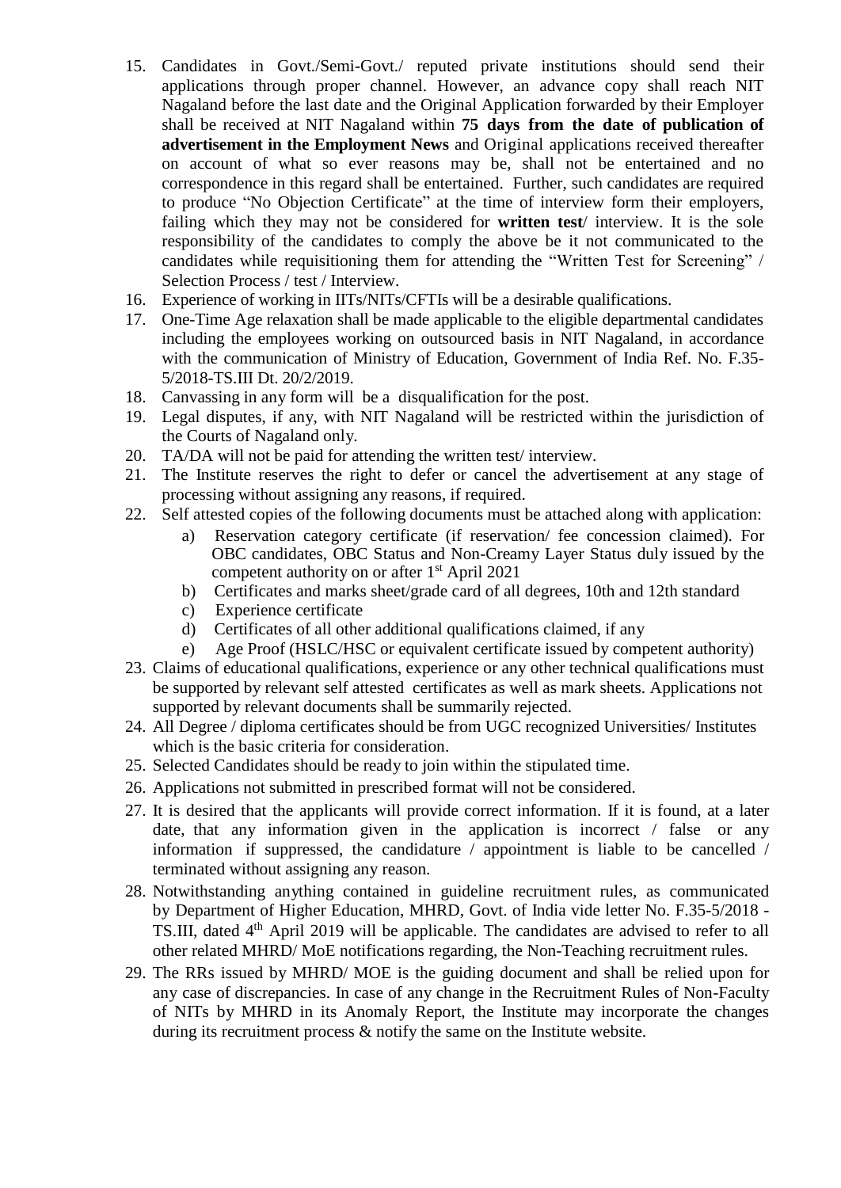15. Candidates in Govt./Semi-Govt./ reputed private institutions should send their applications through proper channel. However, an advance copy shall reach NIT Nagaland before the last date and the Original Application forwarded by their Employer shall be received at NIT Nagaland within **75 days from the date of publication of advertisement in the Employment News** and Original applications received thereafter on account of what so ever reasons may be, shall not be entertained and no correspondence in this regard shall be entertained. Further, such candidates are required to produce "No Objection Certificate" at the time of interview form their employers, failing which they may not be considered for **written test**/ interview. It is the sole responsibility of the candidates to comply the above be it not communicated to the candidates while requisitioning them for attending the "Written Test for Screening" / Selection Process / test / Interview.
16. Experience of working in IITs/NITs/CFTIs will be a desirable qualifications.
17. One-Time Age relaxation shall be made applicable to the eligible departmental candidates including the employees working on outsourced basis in NIT Nagaland, in accordance with the communication of Ministry of Education, Government of India Ref. No. F.35-5/2018-TS.III Dt. 20/2/2019.
18. Canvassing in any form will be a disqualification for the post.
19. Legal disputes, if any, with NIT Nagaland will be restricted within the jurisdiction of the Courts of Nagaland only.
20. TA/DA will not be paid for attending the written test/ interview.
21. The Institute reserves the right to defer or cancel the advertisement at any stage of processing without assigning any reasons, if required.
22. Self attested copies of the following documents must be attached along with application:
    a) Reservation category certificate (if reservation/ fee concession claimed). For OBC candidates, OBC Status and Non-Creamy Layer Status duly issued by the competent authority on or after 1st April 2021
    b) Certificates and marks sheet/grade card of all degrees, 10th and 12th standard
    c) Experience certificate
    d) Certificates of all other additional qualifications claimed, if any
    e) Age Proof (HSLC/HSC or equivalent certificate issued by competent authority)
23. Claims of educational qualifications, experience or any other technical qualifications must be supported by relevant self attested certificates as well as mark sheets. Applications not supported by relevant documents shall be summarily rejected.
24. All Degree / diploma certificates should be from UGC recognized Universities/ Institutes which is the basic criteria for consideration.
25. Selected Candidates should be ready to join within the stipulated time.
26. Applications not submitted in prescribed format will not be considered.
27. It is desired that the applicants will provide correct information. If it is found, at a later date, that any information given in the application is incorrect / false or any information if suppressed, the candidature / appointment is liable to be cancelled / terminated without assigning any reason.
28. Notwithstanding anything contained in guideline recruitment rules, as communicated by Department of Higher Education, MHRD, Govt. of India vide letter No. F.35-5/2018 - TS.III, dated 4th April 2019 will be applicable. The candidates are advised to refer to all other related MHRD/ MoE notifications regarding, the Non-Teaching recruitment rules.
29. The RRs issued by MHRD/ MOE is the guiding document and shall be relied upon for any case of discrepancies. In case of any change in the Recruitment Rules of Non-Faculty of NITs by MHRD in its Anomaly Report, the Institute may incorporate the changes during its recruitment process & notify the same on the Institute website.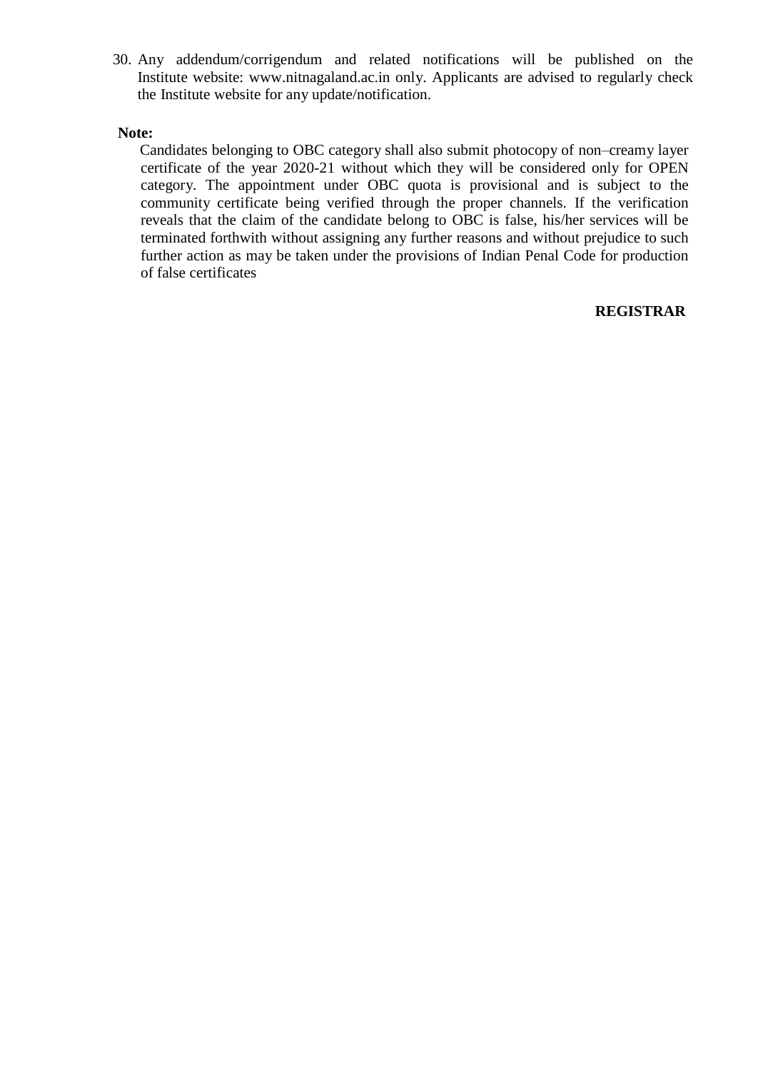30. Any addendum/corrigendum and related notifications will be published on the Institute website: www.nitnagaland.ac.in only. Applicants are advised to regularly check the Institute website for any update/notification.

**Note:**

Candidates belonging to OBC category shall also submit photocopy of non–creamy layer certificate of the year 2020-21 without which they will be considered only for OPEN category. The appointment under OBC quota is provisional and is subject to the community certificate being verified through the proper channels. If the verification reveals that the claim of the candidate belong to OBC is false, his/her services will be terminated forthwith without assigning any further reasons and without prejudice to such further action as may be taken under the provisions of Indian Penal Code for production of false certificates

**REGISTRAR**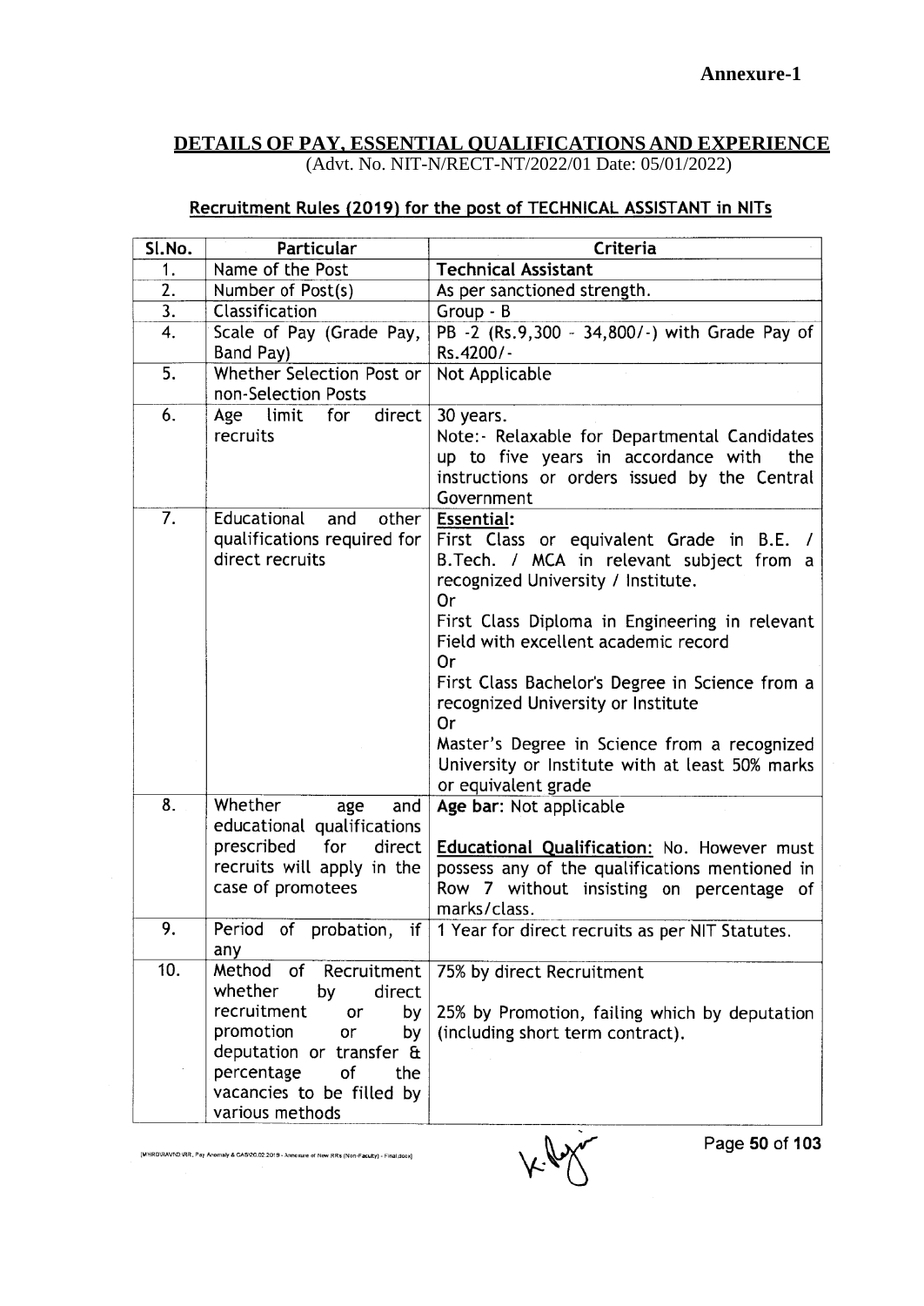**Annexure-1**

## DETAILS OF PAY, ESSENTIAL QUALIFICATIONS AND EXPERIENCE

(Advt. No. NIT-N/RECT-NT/2022/01 Date: 05/01/2022)

### Recruitment Rules (2019) for the post of TECHNICAL ASSISTANT in NITs

| Sl.No. | Particular | Criteria |
|---|---|---|
| 1. | Name of the Post | **Technical Assistant** |
| 2. | Number of Post(s) | As per sanctioned strength. |
| 3. | Classification | Group - B |
| 4. | Scale of Pay (Grade Pay, Band Pay) | PB -2 (Rs.9,300 - 34,800/-) with Grade Pay of Rs.4200/- |
| 5. | Whether Selection Post or non-Selection Posts | Not Applicable |
| 6. | Age limit for direct recruits | 30 years.<br>Note:- Relaxable for Departmental Candidates up to five years in accordance with the instructions or orders issued by the Central Government |
| 7. | Educational and other qualifications required for direct recruits | **Essential:**<br>First Class or equivalent Grade in B.E. / B.Tech. / MCA in relevant subject from a recognized University / Institute.<br>Or<br>First Class Diploma in Engineering in relevant Field with excellent academic record<br>Or<br>First Class Bachelor's Degree in Science from a recognized University or Institute<br>Or<br>Master's Degree in Science from a recognized University or Institute with at least 50% marks or equivalent grade |
| 8. | Whether age and educational qualifications prescribed for direct recruits will apply in the case of promotees | **Age bar**: Not applicable<br><br>**Educational Qualification:** No. However must possess any of the qualifications mentioned in Row 7 without insisting on percentage of marks/class. |
| 9. | Period of probation, if any | 1 Year for direct recruits as per NIT Statutes. |
| 10. | Method of Recruitment whether by direct recruitment or by promotion or by deputation or transfer & percentage of the vacancies to be filled by various methods | 75% by direct Recruitment<br><br>25% by Promotion, failing which by deputation (including short term contract). |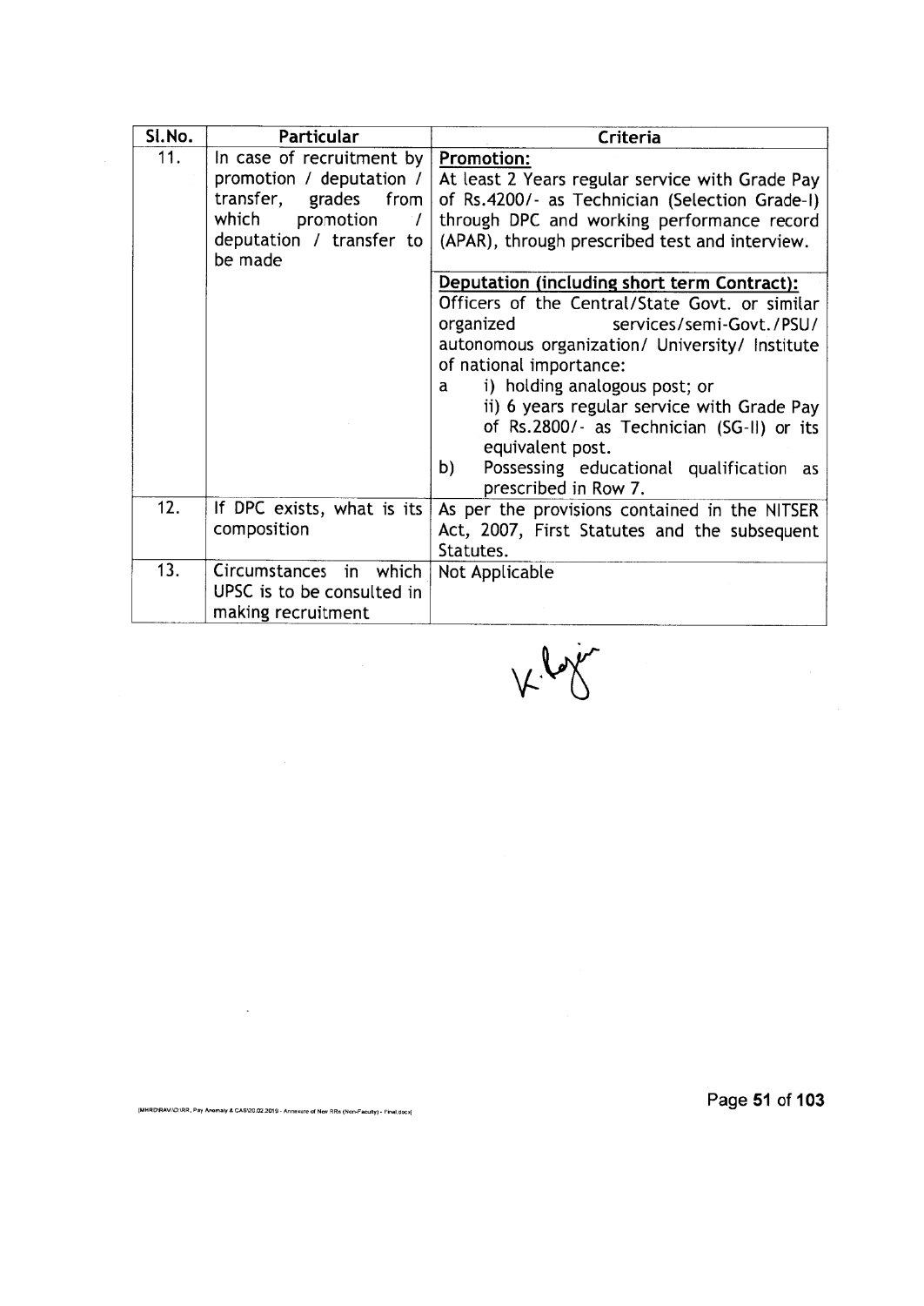| Sl.No. | Particular | Criteria |
|---|---|---|
| 11. | In case of recruitment by promotion / deputation / transfer, grades from which promotion / deputation / transfer to be made | **Promotion:**<br>At least 2 Years regular service with Grade Pay of Rs.4200/- as Technician (Selection Grade-I) through DPC and working performance record (APAR), through prescribed test and interview. |
| | | **Deputation (including short term Contract):**<br>Officers of the Central/State Govt. or similar organized services/semi-Govt./PSU/ autonomous organization/ University/ Institute of national importance:<br>a i) holding analogous post; or<br>ii) 6 years regular service with Grade Pay of Rs.2800/- as Technician (SG-II) or its equivalent post.<br>b) Possessing educational qualification as prescribed in Row 7. |
| 12. | If DPC exists, what is its composition | As per the provisions contained in the NITSER Act, 2007, First Statutes and the subsequent Statutes. |
| 13. | Circumstances in which UPSC is to be consulted in making recruitment | Not Applicable |